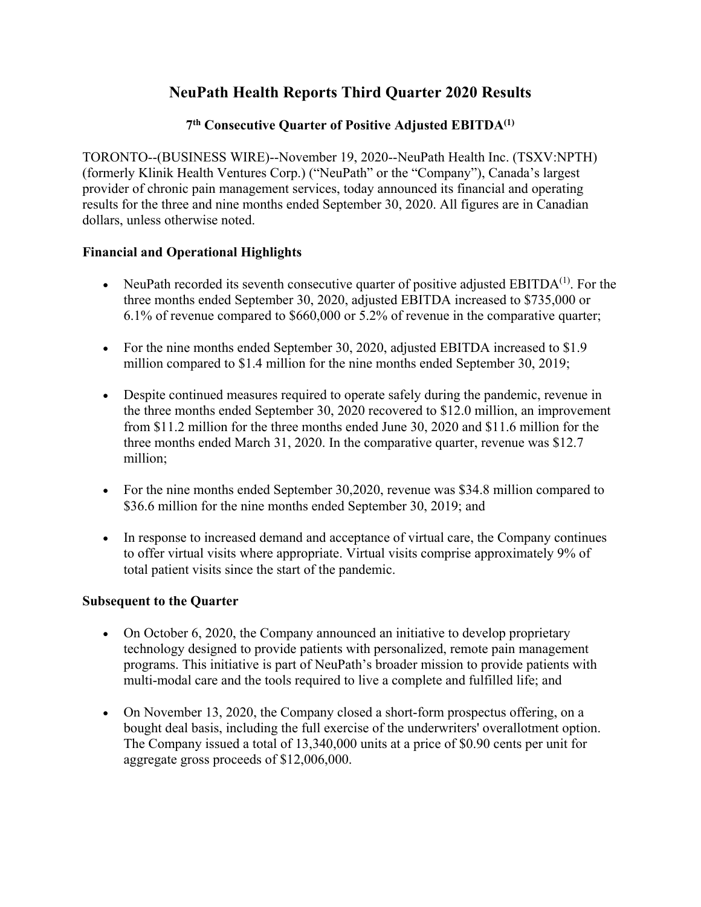# NeuPath Health Reports Third Quarter 2020 Results

### 7th Consecutive Quarter of Positive Adjusted EBITDA(1)

TORONTO--(BUSINESS WIRE)--November 19, 2020--NeuPath Health Inc. (TSXV:NPTH) (formerly Klinik Health Ventures Corp.) ("NeuPath" or the "Company"), Canada's largest provider of chronic pain management services, today announced its financial and operating results for the three and nine months ended September 30, 2020. All figures are in Canadian dollars, unless otherwise noted.

**Financial and Operational Highlights**

- NeuPath recorded its seventh consecutive quarter of positive adjusted EBITDA(1). For the three months ended September 30, 2020, adjusted EBITDA increased to $735,000 or 6.1% of revenue compared to $660,000 or 5.2% of revenue in the comparative quarter;
- For the nine months ended September 30, 2020, adjusted EBITDA increased to $1.9 million compared to $1.4 million for the nine months ended September 30, 2019;
- Despite continued measures required to operate safely during the pandemic, revenue in the three months ended September 30, 2020 recovered to $12.0 million, an improvement from $11.2 million for the three months ended June 30, 2020 and $11.6 million for the three months ended March 31, 2020. In the comparative quarter, revenue was $12.7 million;
- For the nine months ended September 30,2020, revenue was $34.8 million compared to $36.6 million for the nine months ended September 30, 2019; and
- In response to increased demand and acceptance of virtual care, the Company continues to offer virtual visits where appropriate. Virtual visits comprise approximately 9% of total patient visits since the start of the pandemic.

**Subsequent to the Quarter**

- On October 6, 2020, the Company announced an initiative to develop proprietary technology designed to provide patients with personalized, remote pain management programs. This initiative is part of NeuPath's broader mission to provide patients with multi-modal care and the tools required to live a complete and fulfilled life; and
- On November 13, 2020, the Company closed a short-form prospectus offering, on a bought deal basis, including the full exercise of the underwriters' overallotment option. The Company issued a total of 13,340,000 units at a price of $0.90 cents per unit for aggregate gross proceeds of $12,006,000.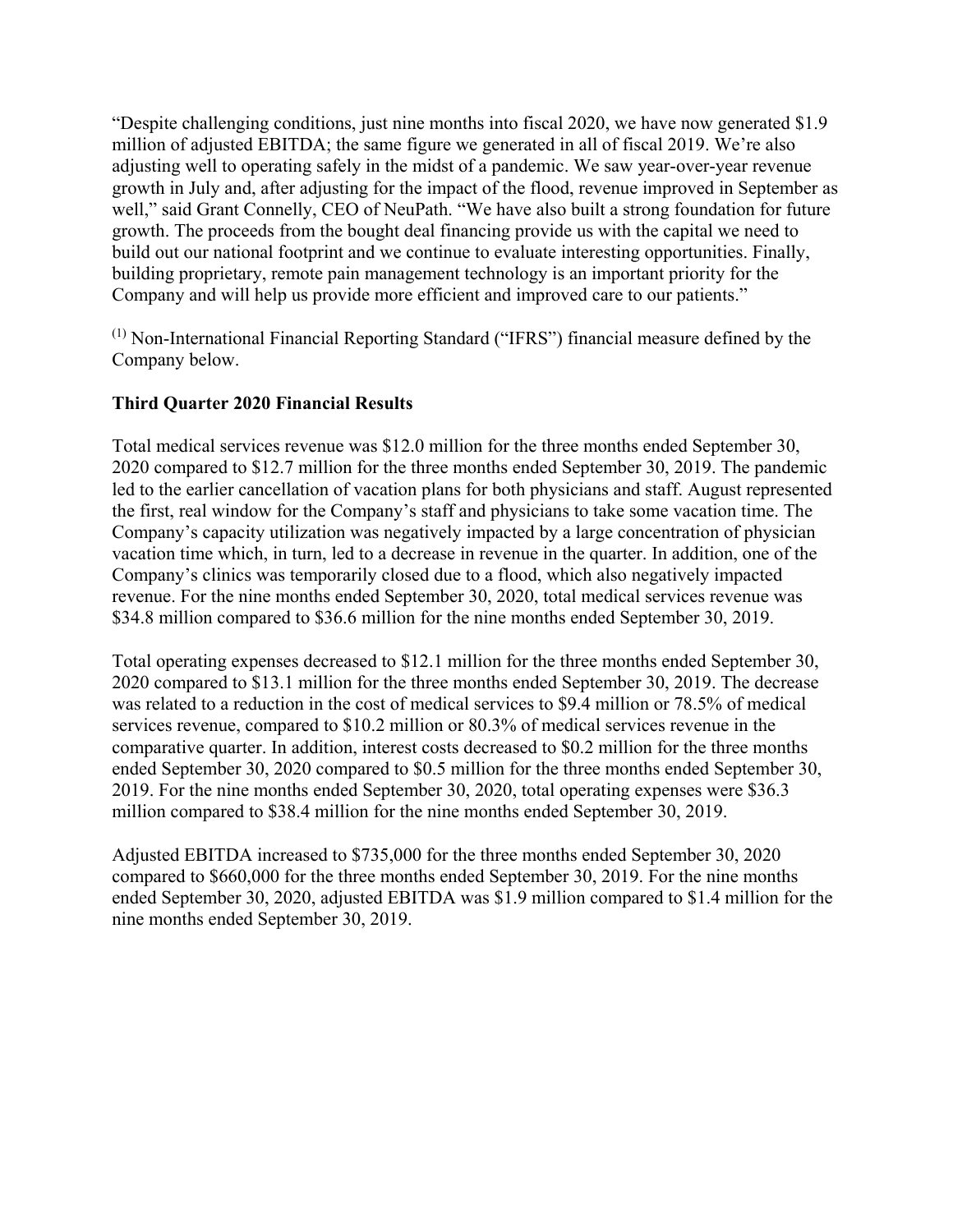"Despite challenging conditions, just nine months into fiscal 2020, we have now generated $1.9 million of adjusted EBITDA; the same figure we generated in all of fiscal 2019. We're also adjusting well to operating safely in the midst of a pandemic. We saw year-over-year revenue growth in July and, after adjusting for the impact of the flood, revenue improved in September as well," said Grant Connelly, CEO of NeuPath. "We have also built a strong foundation for future growth. The proceeds from the bought deal financing provide us with the capital we need to build out our national footprint and we continue to evaluate interesting opportunities. Finally, building proprietary, remote pain management technology is an important priority for the Company and will help us provide more efficient and improved care to our patients."

(1) Non-International Financial Reporting Standard ("IFRS") financial measure defined by the Company below.

**Third Quarter 2020 Financial Results**

Total medical services revenue was $12.0 million for the three months ended September 30, 2020 compared to $12.7 million for the three months ended September 30, 2019. The pandemic led to the earlier cancellation of vacation plans for both physicians and staff. August represented the first, real window for the Company's staff and physicians to take some vacation time. The Company's capacity utilization was negatively impacted by a large concentration of physician vacation time which, in turn, led to a decrease in revenue in the quarter. In addition, one of the Company's clinics was temporarily closed due to a flood, which also negatively impacted revenue. For the nine months ended September 30, 2020, total medical services revenue was $34.8 million compared to $36.6 million for the nine months ended September 30, 2019.

Total operating expenses decreased to $12.1 million for the three months ended September 30, 2020 compared to $13.1 million for the three months ended September 30, 2019. The decrease was related to a reduction in the cost of medical services to $9.4 million or 78.5% of medical services revenue, compared to $10.2 million or 80.3% of medical services revenue in the comparative quarter. In addition, interest costs decreased to $0.2 million for the three months ended September 30, 2020 compared to $0.5 million for the three months ended September 30, 2019. For the nine months ended September 30, 2020, total operating expenses were $36.3 million compared to $38.4 million for the nine months ended September 30, 2019.

Adjusted EBITDA increased to $735,000 for the three months ended September 30, 2020 compared to $660,000 for the three months ended September 30, 2019. For the nine months ended September 30, 2020, adjusted EBITDA was $1.9 million compared to $1.4 million for the nine months ended September 30, 2019.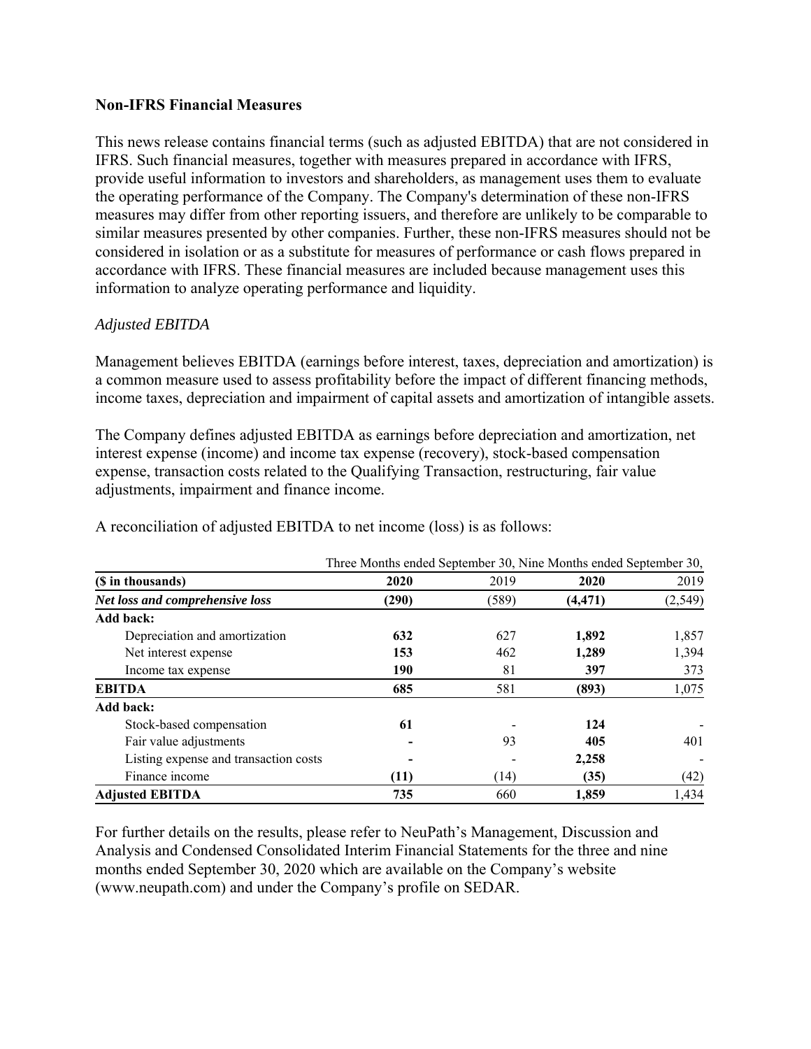## Non-IFRS Financial Measures

This news release contains financial terms (such as adjusted EBITDA) that are not considered in IFRS. Such financial measures, together with measures prepared in accordance with IFRS, provide useful information to investors and shareholders, as management uses them to evaluate the operating performance of the Company. The Company's determination of these non-IFRS measures may differ from other reporting issuers, and therefore are unlikely to be comparable to similar measures presented by other companies. Further, these non-IFRS measures should not be considered in isolation or as a substitute for measures of performance or cash flows prepared in accordance with IFRS. These financial measures are included because management uses this information to analyze operating performance and liquidity.

*Adjusted EBITDA*

Management believes EBITDA (earnings before interest, taxes, depreciation and amortization) is a common measure used to assess profitability before the impact of different financing methods, income taxes, depreciation and impairment of capital assets and amortization of intangible assets.

The Company defines adjusted EBITDA as earnings before depreciation and amortization, net interest expense (income) and income tax expense (recovery), stock-based compensation expense, transaction costs related to the Qualifying Transaction, restructuring, fair value adjustments, impairment and finance income.

A reconciliation of adjusted EBITDA to net income (loss) is as follows:

| | Three Months ended September 30, | | Nine Months ended September 30, | |
|---|---|---|---|---|
| **($ in thousands)** | **2020** | 2019 | **2020** | 2019 |
| ***Net loss and comprehensive loss*** | **(290)** | (589) | **(4,471)** | (2,549) |
| **Add back:** | | | | |
| Depreciation and amortization | **632** | 627 | **1,892** | 1,857 |
| Net interest expense | **153** | 462 | **1,289** | 1,394 |
| Income tax expense | **190** | 81 | **397** | 373 |
| **EBITDA** | **685** | 581 | **(893)** | 1,075 |
| **Add back:** | | | | |
| Stock-based compensation | **61** | - | **124** | - |
| Fair value adjustments | **-** | 93 | **405** | 401 |
| Listing expense and transaction costs | **-** | - | **2,258** | - |
| Finance income | **(11)** | (14) | **(35)** | (42) |
| **Adjusted EBITDA** | **735** | 660 | **1,859** | 1,434 |

For further details on the results, please refer to NeuPath's Management, Discussion and Analysis and Condensed Consolidated Interim Financial Statements for the three and nine months ended September 30, 2020 which are available on the Company's website (www.neupath.com) and under the Company's profile on SEDAR.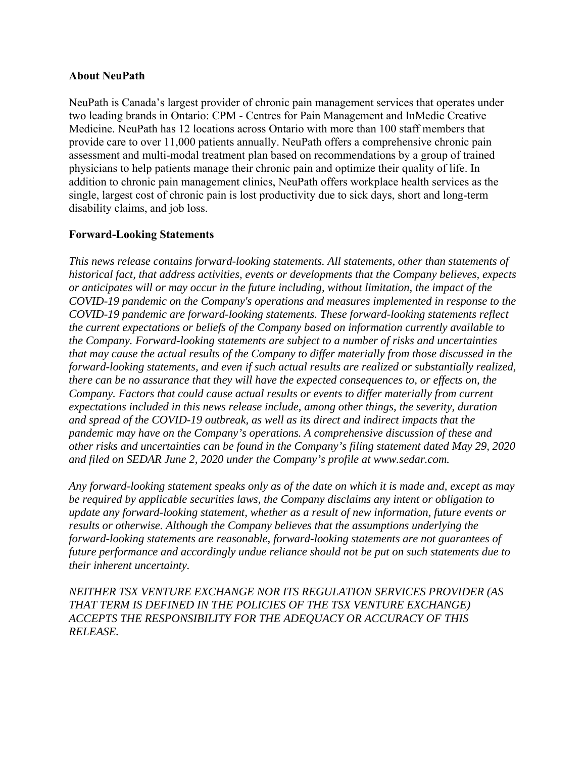**About NeuPath**

NeuPath is Canada's largest provider of chronic pain management services that operates under two leading brands in Ontario: CPM - Centres for Pain Management and InMedic Creative Medicine. NeuPath has 12 locations across Ontario with more than 100 staff members that provide care to over 11,000 patients annually. NeuPath offers a comprehensive chronic pain assessment and multi-modal treatment plan based on recommendations by a group of trained physicians to help patients manage their chronic pain and optimize their quality of life. In addition to chronic pain management clinics, NeuPath offers workplace health services as the single, largest cost of chronic pain is lost productivity due to sick days, short and long-term disability claims, and job loss.

**Forward-Looking Statements**

*This news release contains forward-looking statements. All statements, other than statements of historical fact, that address activities, events or developments that the Company believes, expects or anticipates will or may occur in the future including, without limitation, the impact of the COVID-19 pandemic on the Company's operations and measures implemented in response to the COVID-19 pandemic are forward-looking statements. These forward-looking statements reflect the current expectations or beliefs of the Company based on information currently available to the Company. Forward-looking statements are subject to a number of risks and uncertainties that may cause the actual results of the Company to differ materially from those discussed in the forward-looking statements, and even if such actual results are realized or substantially realized, there can be no assurance that they will have the expected consequences to, or effects on, the Company. Factors that could cause actual results or events to differ materially from current expectations included in this news release include, among other things, the severity, duration and spread of the COVID-19 outbreak, as well as its direct and indirect impacts that the pandemic may have on the Company's operations. A comprehensive discussion of these and other risks and uncertainties can be found in the Company's filing statement dated May 29, 2020 and filed on SEDAR June 2, 2020 under the Company's profile at www.sedar.com.*

*Any forward-looking statement speaks only as of the date on which it is made and, except as may be required by applicable securities laws, the Company disclaims any intent or obligation to update any forward-looking statement, whether as a result of new information, future events or results or otherwise. Although the Company believes that the assumptions underlying the forward-looking statements are reasonable, forward-looking statements are not guarantees of future performance and accordingly undue reliance should not be put on such statements due to their inherent uncertainty.*

*NEITHER TSX VENTURE EXCHANGE NOR ITS REGULATION SERVICES PROVIDER (AS THAT TERM IS DEFINED IN THE POLICIES OF THE TSX VENTURE EXCHANGE) ACCEPTS THE RESPONSIBILITY FOR THE ADEQUACY OR ACCURACY OF THIS RELEASE.*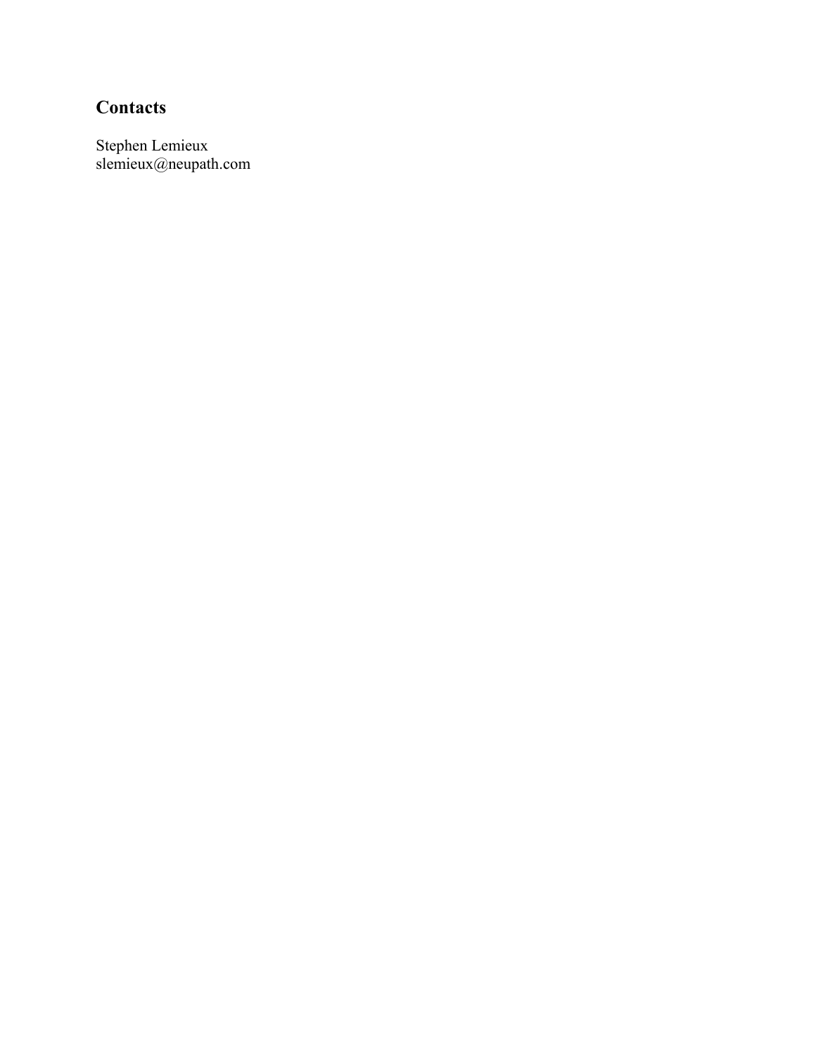## Contacts

Stephen Lemieux
slemieux@neupath.com